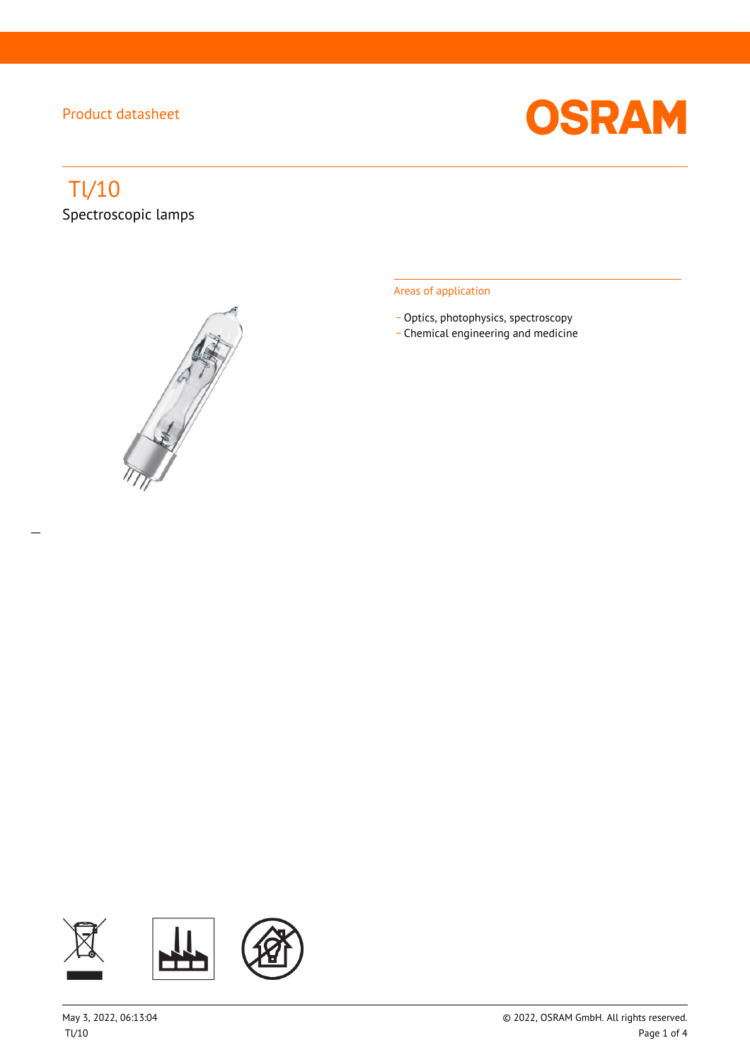Product datasheet

# Tl/10

Spectroscopic lamps

## Areas of application

- Optics, photophysics, spectroscopy
- Chemical engineering and medicine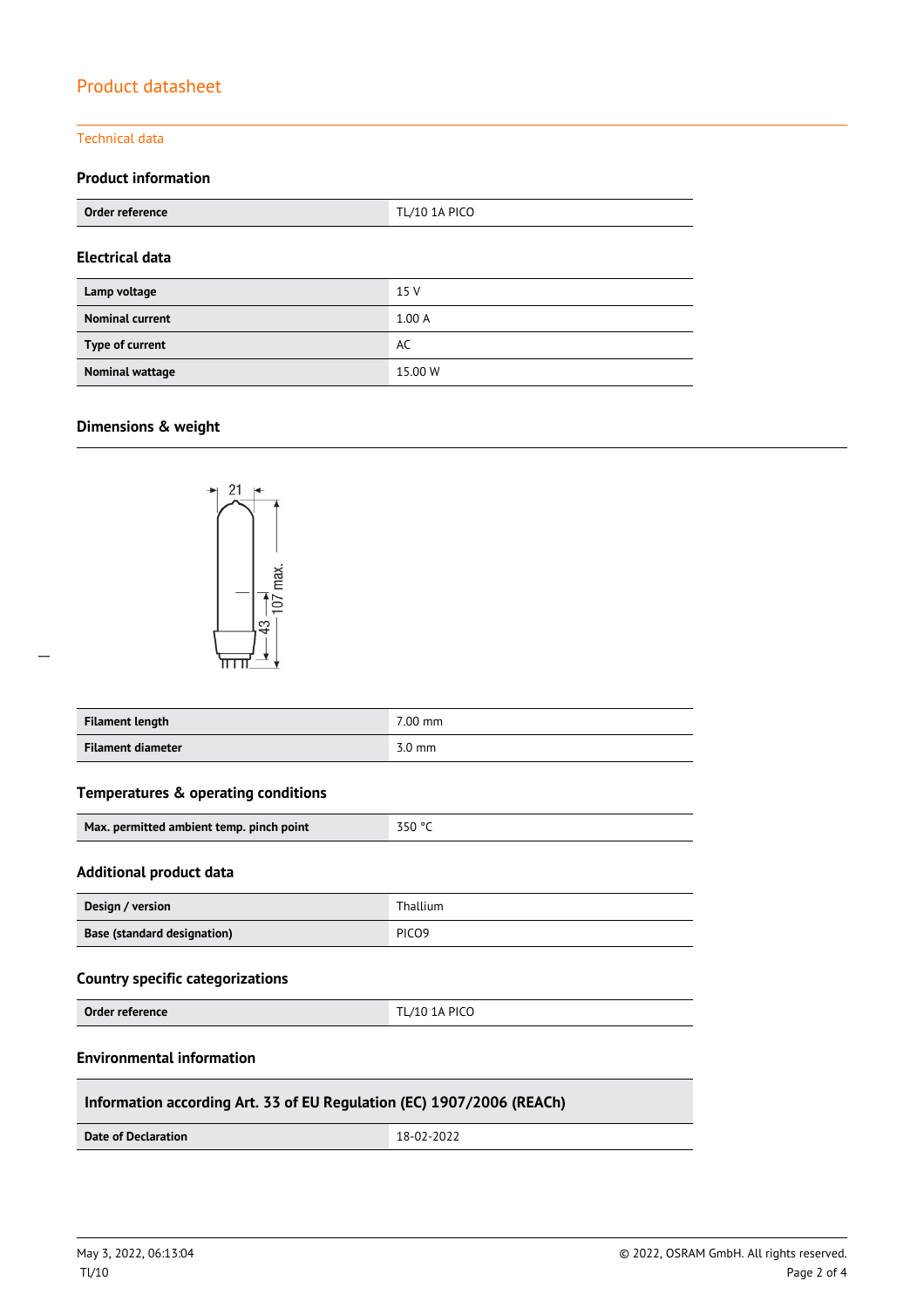Product datasheet

Technical data

### Product information

| Order reference | TL/10 1A PICO |
|---|---|

### Electrical data

| Lamp voltage | 15 V |
|---|---|
| Nominal current | 1.00 A |
| Type of current | AC |
| Nominal wattage | 15.00 W |

### Dimensions & weight

| Filament length | 7.00 mm |
|---|---|
| Filament diameter | 3.0 mm |

### Temperatures & operating conditions

| Max. permitted ambient temp. pinch point | 350 °C |
|---|---|

### Additional product data

| Design / version | Thallium |
|---|---|
| Base (standard designation) | PICO9 |

### Country specific categorizations

| Order reference | TL/10 1A PICO |
|---|---|

### Environmental information

| Information according Art. 33 of EU Regulation (EC) 1907/2006 (REACh) | |
|---|---|
| Date of Declaration | 18-02-2022 |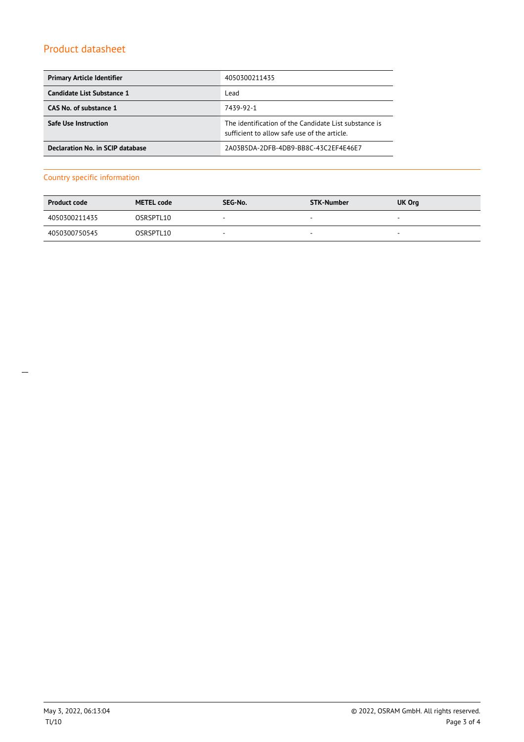## Product datasheet

| | |
|---|---|
| **Primary Article Identifier** | 4050300211435 |
| **Candidate List Substance 1** | Lead |
| **CAS No. of substance 1** | 7439-92-1 |
| **Safe Use Instruction** | The identification of the Candidate List substance is sufficient to allow safe use of the article. |
| **Declaration No. in SCIP database** | 2A03B5DA-2DFB-4DB9-BB8C-43C2EF4E46E7 |

## Country specific information

| Product code | METEL code | SEG-No. | STK-Number | UK Org |
|---|---|---|---|---|
| 4050300211435 | OSRSPTL10 | - | - | - |
| 4050300750545 | OSRSPTL10 | - | - | - |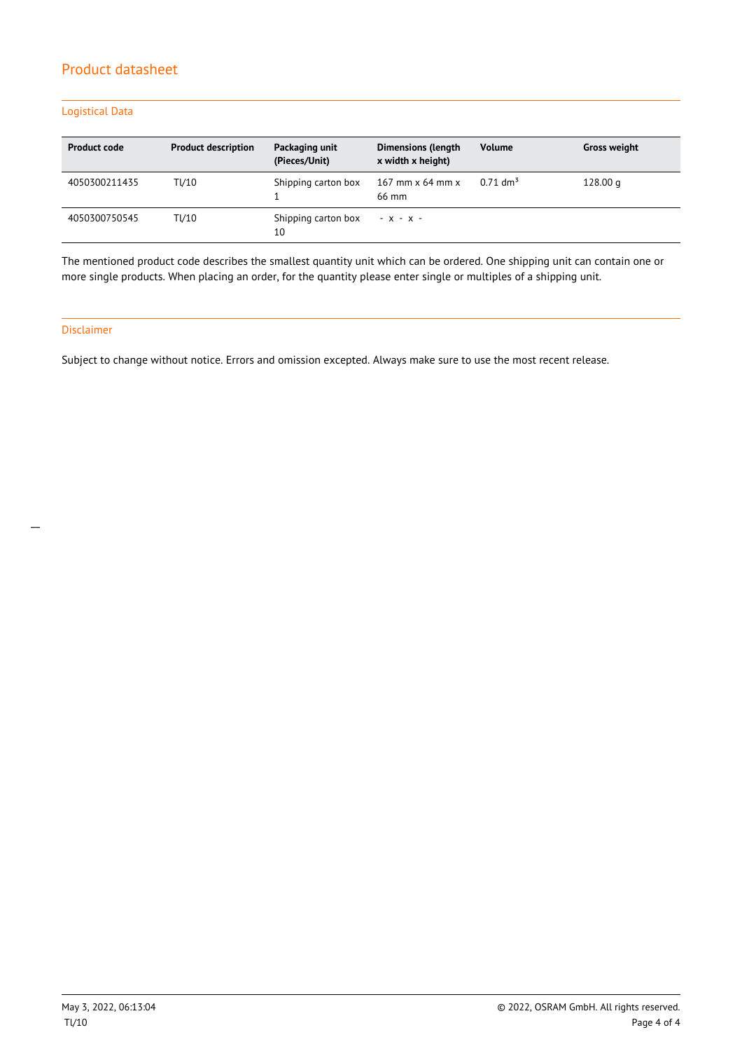# Product datasheet

## Logistical Data

| Product code | Product description | Packaging unit (Pieces/Unit) | Dimensions (length x width x height) | Volume | Gross weight |
|---|---|---|---|---|---|
| 4050300211435 | TI/10 | Shipping carton box 1 | 167 mm x 64 mm x 66 mm | 0.71 $dm^3$ | 128.00 g |
| 4050300750545 | TI/10 | Shipping carton box 10 | - x - x - | | |

The mentioned product code describes the smallest quantity unit which can be ordered. One shipping unit can contain one or more single products. When placing an order, for the quantity please enter single or multiples of a shipping unit.

## Disclaimer

Subject to change without notice. Errors and omission excepted. Always make sure to use the most recent release.